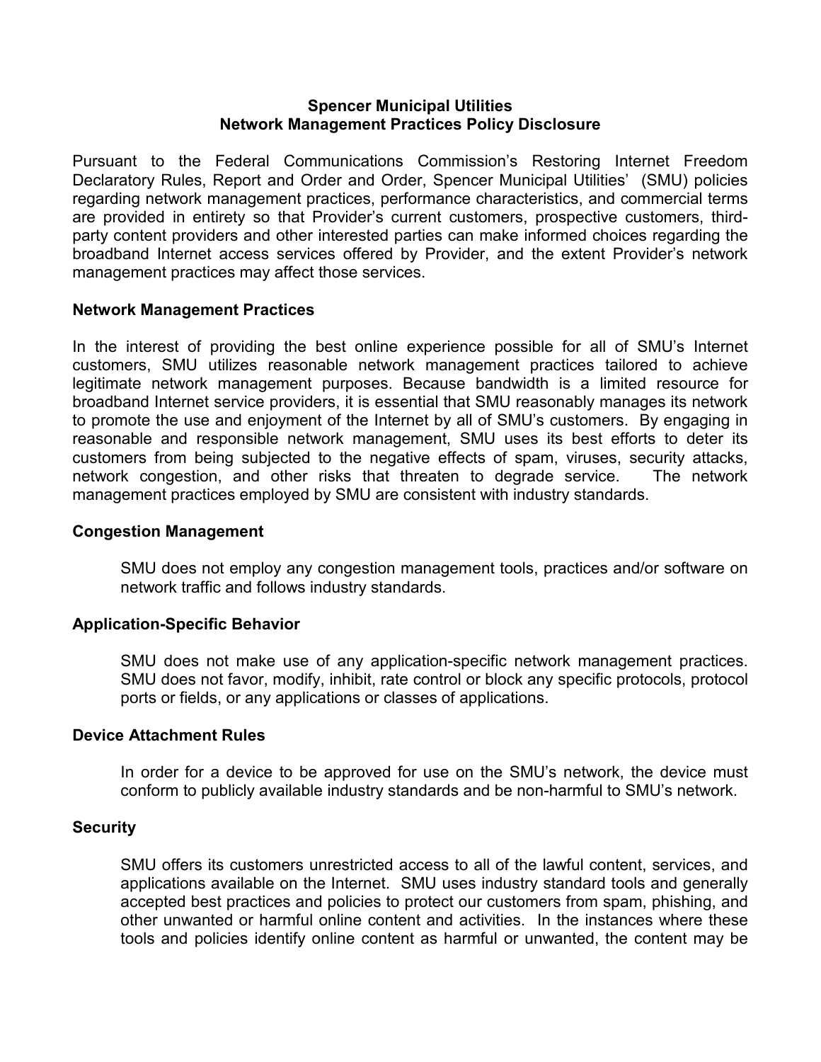# Spencer Municipal Utilities
## Network Management Practices Policy Disclosure

Pursuant to the Federal Communications Commission's Restoring Internet Freedom Declaratory Rules, Report and Order and Order, Spencer Municipal Utilities' (SMU) policies regarding network management practices, performance characteristics, and commercial terms are provided in entirety so that Provider's current customers, prospective customers, third-party content providers and other interested parties can make informed choices regarding the broadband Internet access services offered by Provider, and the extent Provider's network management practices may affect those services.

### Network Management Practices

In the interest of providing the best online experience possible for all of SMU's Internet customers, SMU utilizes reasonable network management practices tailored to achieve legitimate network management purposes. Because bandwidth is a limited resource for broadband Internet service providers, it is essential that SMU reasonably manages its network to promote the use and enjoyment of the Internet by all of SMU's customers. By engaging in reasonable and responsible network management, SMU uses its best efforts to deter its customers from being subjected to the negative effects of spam, viruses, security attacks, network congestion, and other risks that threaten to degrade service. The network management practices employed by SMU are consistent with industry standards.

### Congestion Management

SMU does not employ any congestion management tools, practices and/or software on network traffic and follows industry standards.

### Application-Specific Behavior

SMU does not make use of any application-specific network management practices. SMU does not favor, modify, inhibit, rate control or block any specific protocols, protocol ports or fields, or any applications or classes of applications.

### Device Attachment Rules

In order for a device to be approved for use on the SMU's network, the device must conform to publicly available industry standards and be non-harmful to SMU's network.

### Security

SMU offers its customers unrestricted access to all of the lawful content, services, and applications available on the Internet. SMU uses industry standard tools and generally accepted best practices and policies to protect our customers from spam, phishing, and other unwanted or harmful online content and activities. In the instances where these tools and policies identify online content as harmful or unwanted, the content may be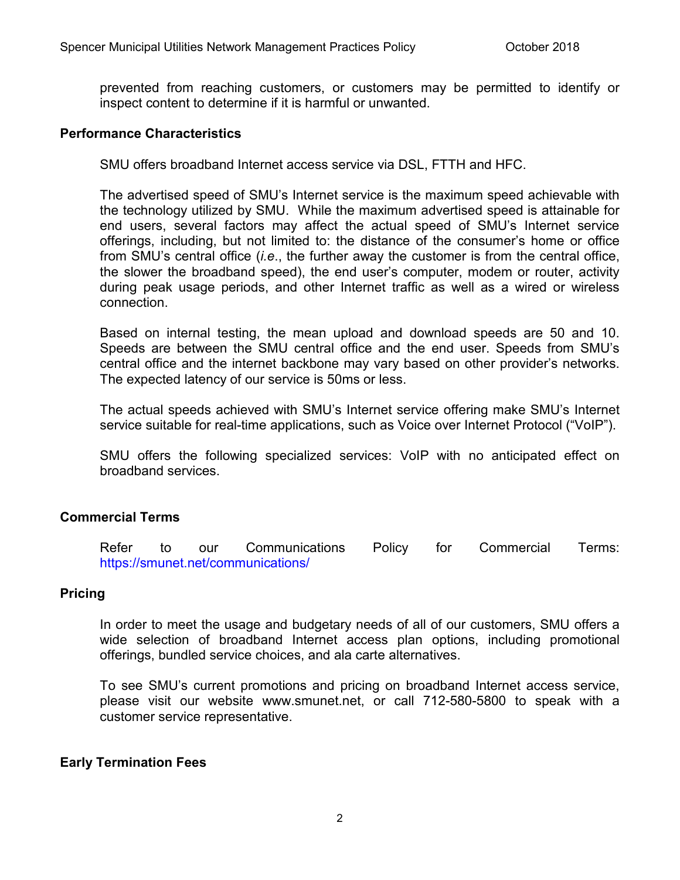prevented from reaching customers, or customers may be permitted to identify or inspect content to determine if it is harmful or unwanted.

## Performance Characteristics

SMU offers broadband Internet access service via DSL, FTTH and HFC.

The advertised speed of SMU's Internet service is the maximum speed achievable with the technology utilized by SMU. While the maximum advertised speed is attainable for end users, several factors may affect the actual speed of SMU's Internet service offerings, including, but not limited to: the distance of the consumer's home or office from SMU's central office (*i.e.*, the further away the customer is from the central office, the slower the broadband speed), the end user's computer, modem or router, activity during peak usage periods, and other Internet traffic as well as a wired or wireless connection.

Based on internal testing, the mean upload and download speeds are 50 and 10. Speeds are between the SMU central office and the end user. Speeds from SMU's central office and the internet backbone may vary based on other provider's networks. The expected latency of our service is 50ms or less.

The actual speeds achieved with SMU's Internet service offering make SMU's Internet service suitable for real-time applications, such as Voice over Internet Protocol ("VoIP").

SMU offers the following specialized services: VoIP with no anticipated effect on broadband services.

## Commercial Terms

Refer to our Communications Policy for Commercial Terms: https://smunet.net/communications/

## Pricing

In order to meet the usage and budgetary needs of all of our customers, SMU offers a wide selection of broadband Internet access plan options, including promotional offerings, bundled service choices, and ala carte alternatives.

To see SMU's current promotions and pricing on broadband Internet access service, please visit our website www.smunet.net, or call 712-580-5800 to speak with a customer service representative.

## Early Termination Fees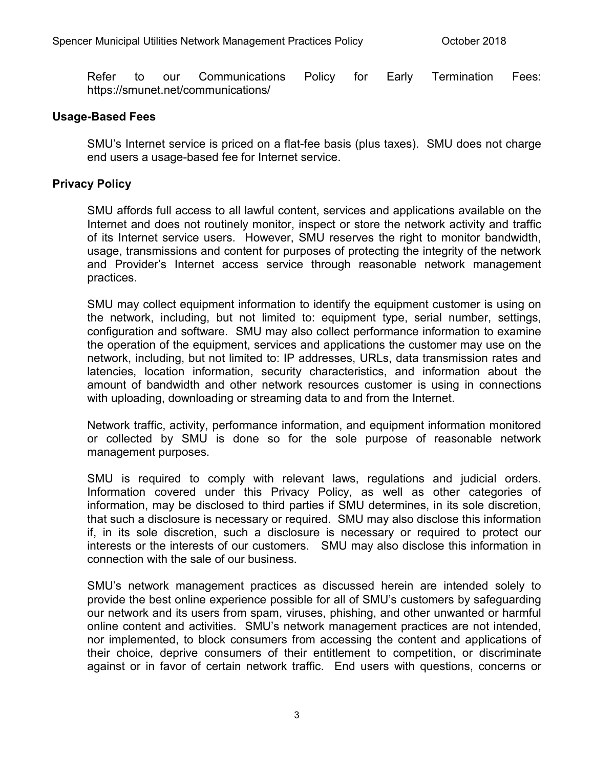Refer to our Communications Policy for Early Termination Fees: https://smunet.net/communications/

### Usage-Based Fees

SMU's Internet service is priced on a flat-fee basis (plus taxes). SMU does not charge end users a usage-based fee for Internet service.

### Privacy Policy

SMU affords full access to all lawful content, services and applications available on the Internet and does not routinely monitor, inspect or store the network activity and traffic of its Internet service users. However, SMU reserves the right to monitor bandwidth, usage, transmissions and content for purposes of protecting the integrity of the network and Provider's Internet access service through reasonable network management practices.

SMU may collect equipment information to identify the equipment customer is using on the network, including, but not limited to: equipment type, serial number, settings, configuration and software. SMU may also collect performance information to examine the operation of the equipment, services and applications the customer may use on the network, including, but not limited to: IP addresses, URLs, data transmission rates and latencies, location information, security characteristics, and information about the amount of bandwidth and other network resources customer is using in connections with uploading, downloading or streaming data to and from the Internet.

Network traffic, activity, performance information, and equipment information monitored or collected by SMU is done so for the sole purpose of reasonable network management purposes.

SMU is required to comply with relevant laws, regulations and judicial orders. Information covered under this Privacy Policy, as well as other categories of information, may be disclosed to third parties if SMU determines, in its sole discretion, that such a disclosure is necessary or required. SMU may also disclose this information if, in its sole discretion, such a disclosure is necessary or required to protect our interests or the interests of our customers. SMU may also disclose this information in connection with the sale of our business.

SMU's network management practices as discussed herein are intended solely to provide the best online experience possible for all of SMU's customers by safeguarding our network and its users from spam, viruses, phishing, and other unwanted or harmful online content and activities. SMU's network management practices are not intended, nor implemented, to block consumers from accessing the content and applications of their choice, deprive consumers of their entitlement to competition, or discriminate against or in favor of certain network traffic. End users with questions, concerns or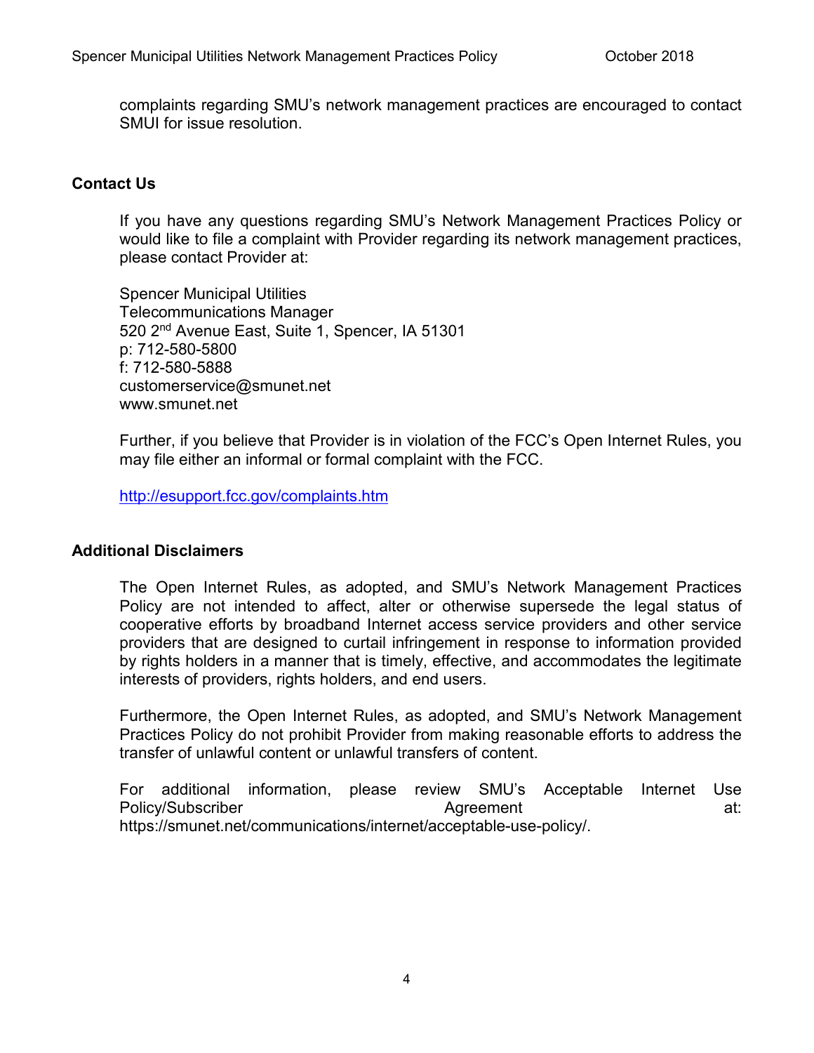complaints regarding SMU's network management practices are encouraged to contact SMUI for issue resolution.

## Contact Us

If you have any questions regarding SMU's Network Management Practices Policy or would like to file a complaint with Provider regarding its network management practices, please contact Provider at:

Spencer Municipal Utilities
Telecommunications Manager
520 2nd Avenue East, Suite 1, Spencer, IA 51301
p: 712-580-5800
f: 712-580-5888
customerservice@smunet.net
www.smunet.net

Further, if you believe that Provider is in violation of the FCC's Open Internet Rules, you may file either an informal or formal complaint with the FCC.

http://esupport.fcc.gov/complaints.htm

## Additional Disclaimers

The Open Internet Rules, as adopted, and SMU's Network Management Practices Policy are not intended to affect, alter or otherwise supersede the legal status of cooperative efforts by broadband Internet access service providers and other service providers that are designed to curtail infringement in response to information provided by rights holders in a manner that is timely, effective, and accommodates the legitimate interests of providers, rights holders, and end users.

Furthermore, the Open Internet Rules, as adopted, and SMU's Network Management Practices Policy do not prohibit Provider from making reasonable efforts to address the transfer of unlawful content or unlawful transfers of content.

For additional information, please review SMU's Acceptable Internet Use Policy/Subscriber Agreement at: https://smunet.net/communications/internet/acceptable-use-policy/.